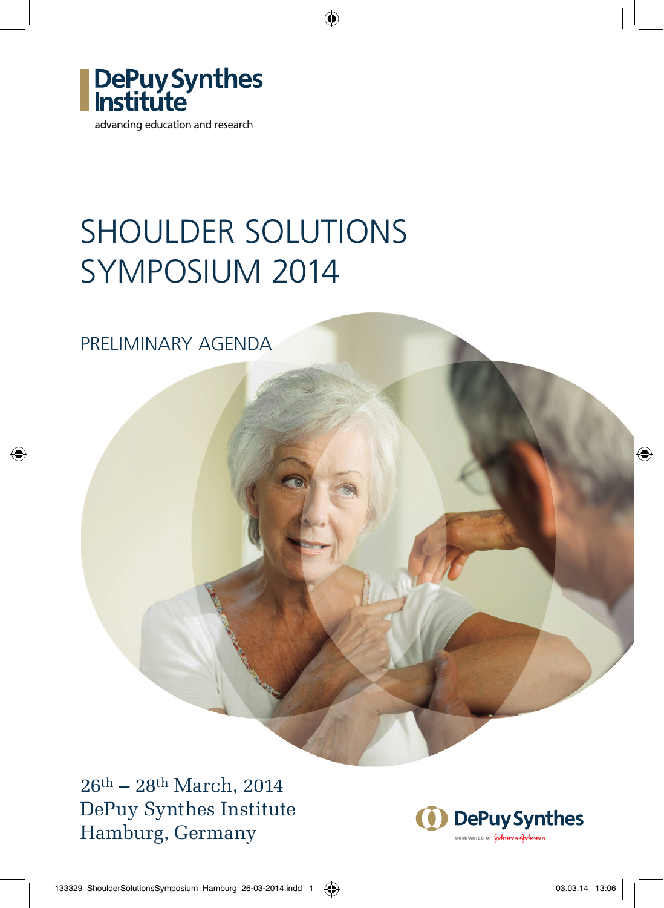DePuy Synthes Institute

advancing education and research

# SHOULDER SOLUTIONS SYMPOSIUM 2014

## PRELIMINARY AGENDA

26th – 28th March, 2014
DePuy Synthes Institute
Hamburg, Germany

DePuy Synthes
COMPANIES OF Johnson & Johnson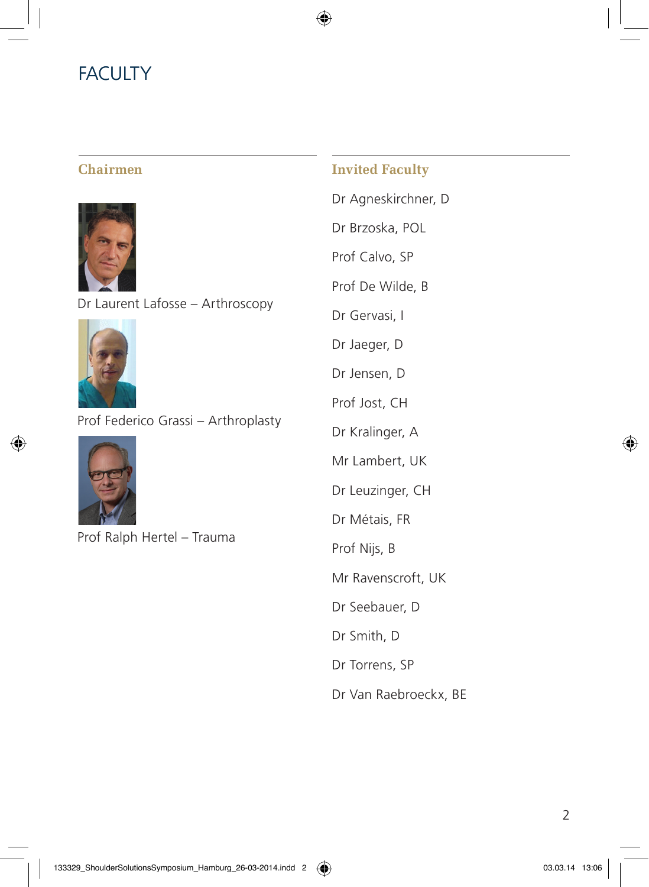# FACULTY

## Chairmen

Dr Laurent Lafosse – Arthroscopy

Prof Federico Grassi – Arthroplasty

Prof Ralph Hertel – Trauma

## Invited Faculty

Dr Agneskirchner, D

Dr Brzoska, POL

Prof Calvo, SP

Prof De Wilde, B

Dr Gervasi, I

Dr Jaeger, D

Dr Jensen, D

Prof Jost, CH

Dr Kralinger, A

Mr Lambert, UK

Dr Leuzinger, CH

Dr Métais, FR

Prof Nijs, B

Mr Ravenscroft, UK

Dr Seebauer, D

Dr Smith, D

Dr Torrens, SP

Dr Van Raebroeckx, BE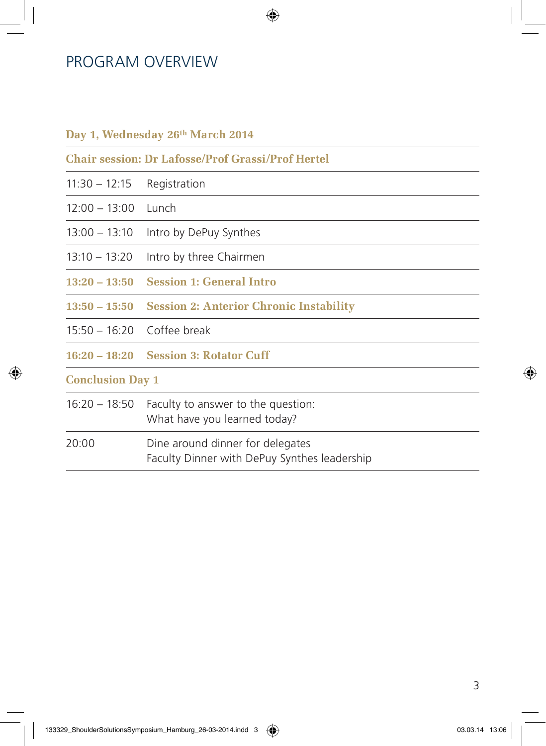# PROGRAM OVERVIEW

## Day 1, Wednesday 26th March 2014

**Chair session: Dr Lafosse/Prof Grassi/Prof Hertel**

| | |
|---|---|
| 11:30 – 12:15 | Registration |
| 12:00 – 13:00 | Lunch |
| 13:00 – 13:10 | Intro by DePuy Synthes |
| 13:10 – 13:20 | Intro by three Chairmen |
| **13:20 – 13:50** | **Session 1: General Intro** |
| **13:50 – 15:50** | **Session 2: Anterior Chronic Instability** |
| 15:50 – 16:20 | Coffee break |
| **16:20 – 18:20** | **Session 3: Rotator Cuff** |
| **Conclusion Day 1** | |
| 16:20 – 18:50 | Faculty to answer to the question:<br>What have you learned today? |
| 20:00 | Dine around dinner for delegates<br>Faculty Dinner with DePuy Synthes leadership |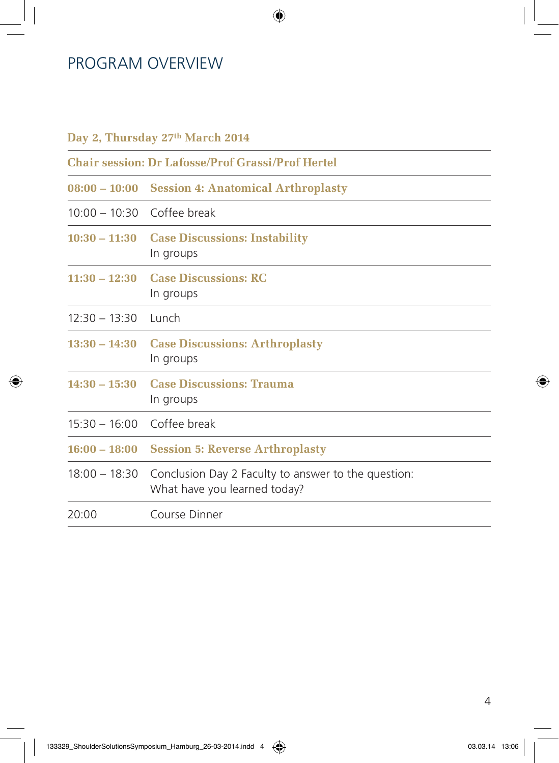# PROGRAM OVERVIEW

**Day 2, Thursday 27th March 2014**

**Chair session: Dr Lafosse/Prof Grassi/Prof Hertel**

| | |
|---|---|
| **08:00 – 10:00** | **Session 4: Anatomical Arthroplasty** |
| 10:00 – 10:30 | Coffee break |
| **10:30 – 11:30** | **Case Discussions: Instability**<br>In groups |
| **11:30 – 12:30** | **Case Discussions: RC**<br>In groups |
| 12:30 – 13:30 | Lunch |
| **13:30 – 14:30** | **Case Discussions: Arthroplasty**<br>In groups |
| **14:30 – 15:30** | **Case Discussions: Trauma**<br>In groups |
| 15:30 – 16:00 | Coffee break |
| **16:00 – 18:00** | **Session 5: Reverse Arthroplasty** |
| 18:00 – 18:30 | Conclusion Day 2 Faculty to answer to the question:<br>What have you learned today? |
| 20:00 | Course Dinner |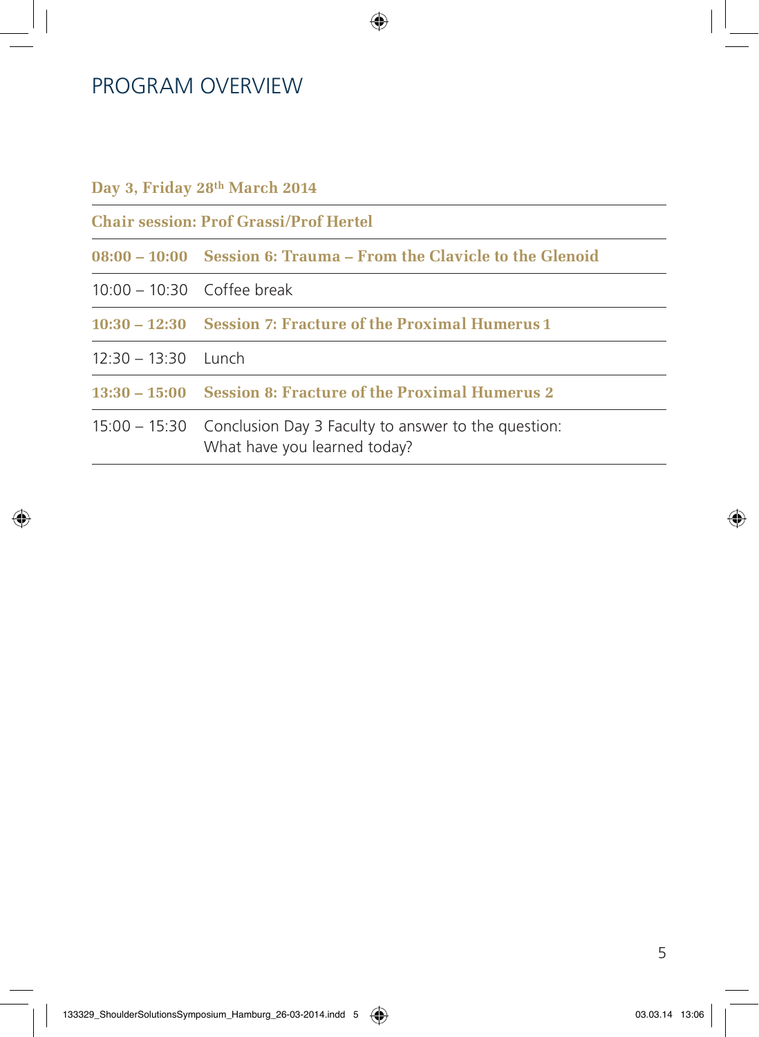# PROGRAM OVERVIEW

**Day 3, Friday 28th March 2014**

**Chair session: Prof Grassi/Prof Hertel**

| | |
|---|---|
| **08:00 – 10:00** | **Session 6: Trauma – From the Clavicle to the Glenoid** |
| 10:00 – 10:30 | Coffee break |
| **10:30 – 12:30** | **Session 7: Fracture of the Proximal Humerus 1** |
| 12:30 – 13:30 | Lunch |
| **13:30 – 15:00** | **Session 8: Fracture of the Proximal Humerus 2** |
| 15:00 – 15:30 | Conclusion Day 3 Faculty to answer to the question: What have you learned today? |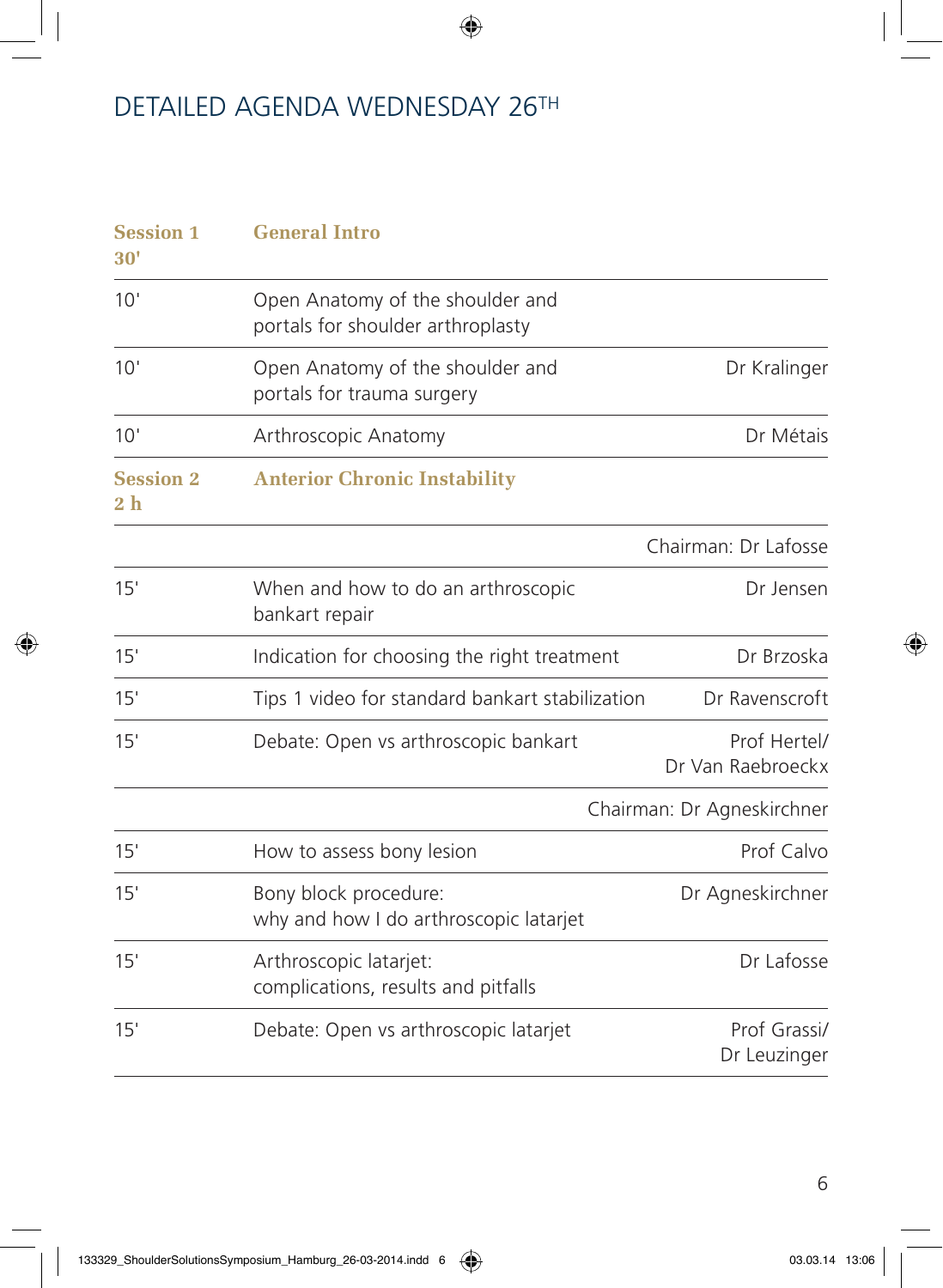# DETAILED AGENDA WEDNESDAY 26TH

| **Session 1**<br>**30'** | **General Intro** | |
|---|---|---|
| 10' | Open Anatomy of the shoulder and portals for shoulder arthroplasty | |
| 10' | Open Anatomy of the shoulder and portals for trauma surgery | Dr Kralinger |
| 10' | Arthroscopic Anatomy | Dr Métais |
| **Session 2**<br>**2 h** | **Anterior Chronic Instability** | |
| | | Chairman: Dr Lafosse |
| 15' | When and how to do an arthroscopic bankart repair | Dr Jensen |
| 15' | Indication for choosing the right treatment | Dr Brzoska |
| 15' | Tips 1 video for standard bankart stabilization | Dr Ravenscroft |
| 15' | Debate: Open vs arthroscopic bankart | Prof Hertel/ Dr Van Raebroeckx |
| | | Chairman: Dr Agneskirchner |
| 15' | How to assess bony lesion | Prof Calvo |
| 15' | Bony block procedure: why and how I do arthroscopic latarjet | Dr Agneskirchner |
| 15' | Arthroscopic latarjet: complications, results and pitfalls | Dr Lafosse |
| 15' | Debate: Open vs arthroscopic latarjet | Prof Grassi/ Dr Leuzinger |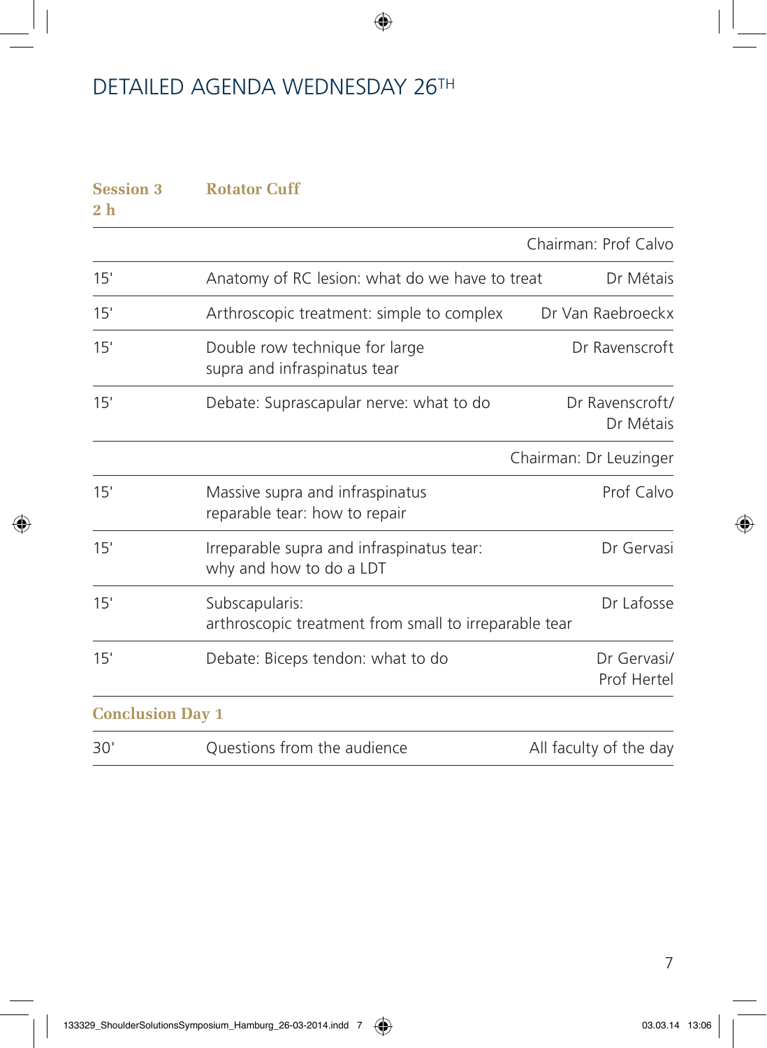# DETAILED AGENDA WEDNESDAY 26TH

**Session 3** **Rotator Cuff**
**2 h**

| | | |
|---|---|---|
| | | Chairman: Prof Calvo |
| 15' | Anatomy of RC lesion: what do we have to treat | Dr Métais |
| 15' | Arthroscopic treatment: simple to complex | Dr Van Raebroeckx |
| 15' | Double row technique for large supra and infraspinatus tear | Dr Ravenscroft |
| 15' | Debate: Suprascapular nerve: what to do | Dr Ravenscroft/ Dr Métais |
| | | Chairman: Dr Leuzinger |
| 15' | Massive supra and infraspinatus reparable tear: how to repair | Prof Calvo |
| 15' | Irreparable supra and infraspinatus tear: why and how to do a LDT | Dr Gervasi |
| 15' | Subscapularis: arthroscopic treatment from small to irreparable tear | Dr Lafosse |
| 15' | Debate: Biceps tendon: what to do | Dr Gervasi/ Prof Hertel |

**Conclusion Day 1**

| | | |
|---|---|---|
| 30' | Questions from the audience | All faculty of the day |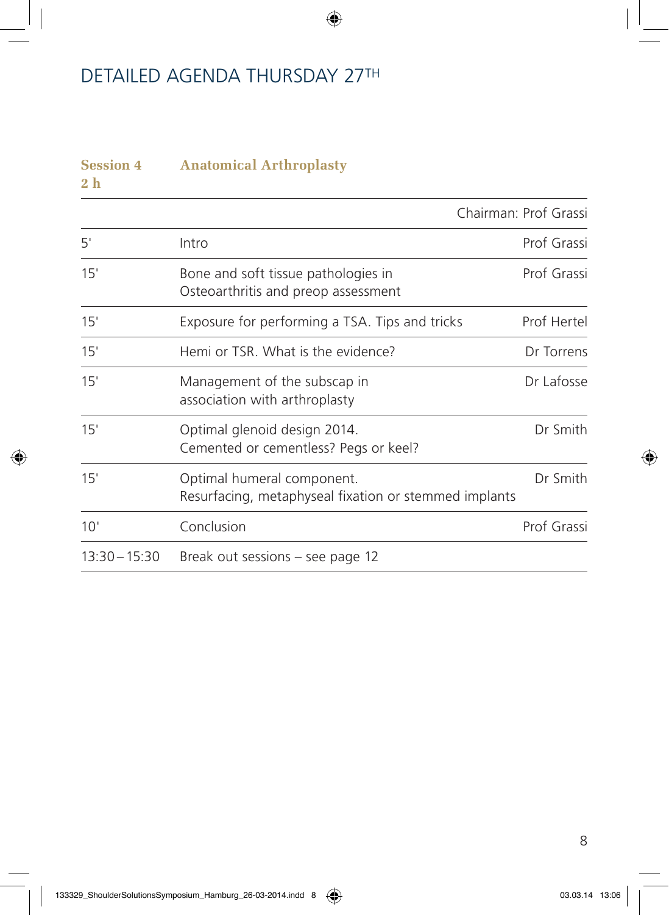# DETAILED AGENDA THURSDAY 27TH

**Session 4** **Anatomical Arthroplasty**
**2 h**

| | | Chairman: Prof Grassi |
|---|---|---|
| 5' | Intro | Prof Grassi |
| 15' | Bone and soft tissue pathologies in Osteoarthritis and preop assessment | Prof Grassi |
| 15' | Exposure for performing a TSA. Tips and tricks | Prof Hertel |
| 15' | Hemi or TSR. What is the evidence? | Dr Torrens |
| 15' | Management of the subscap in association with arthroplasty | Dr Lafosse |
| 15' | Optimal glenoid design 2014. Cemented or cementless? Pegs or keel? | Dr Smith |
| 15' | Optimal humeral component. Resurfacing, metaphyseal fixation or stemmed implants | Dr Smith |
| 10' | Conclusion | Prof Grassi |
| 13:30 – 15:30 | Break out sessions – see page 12 | |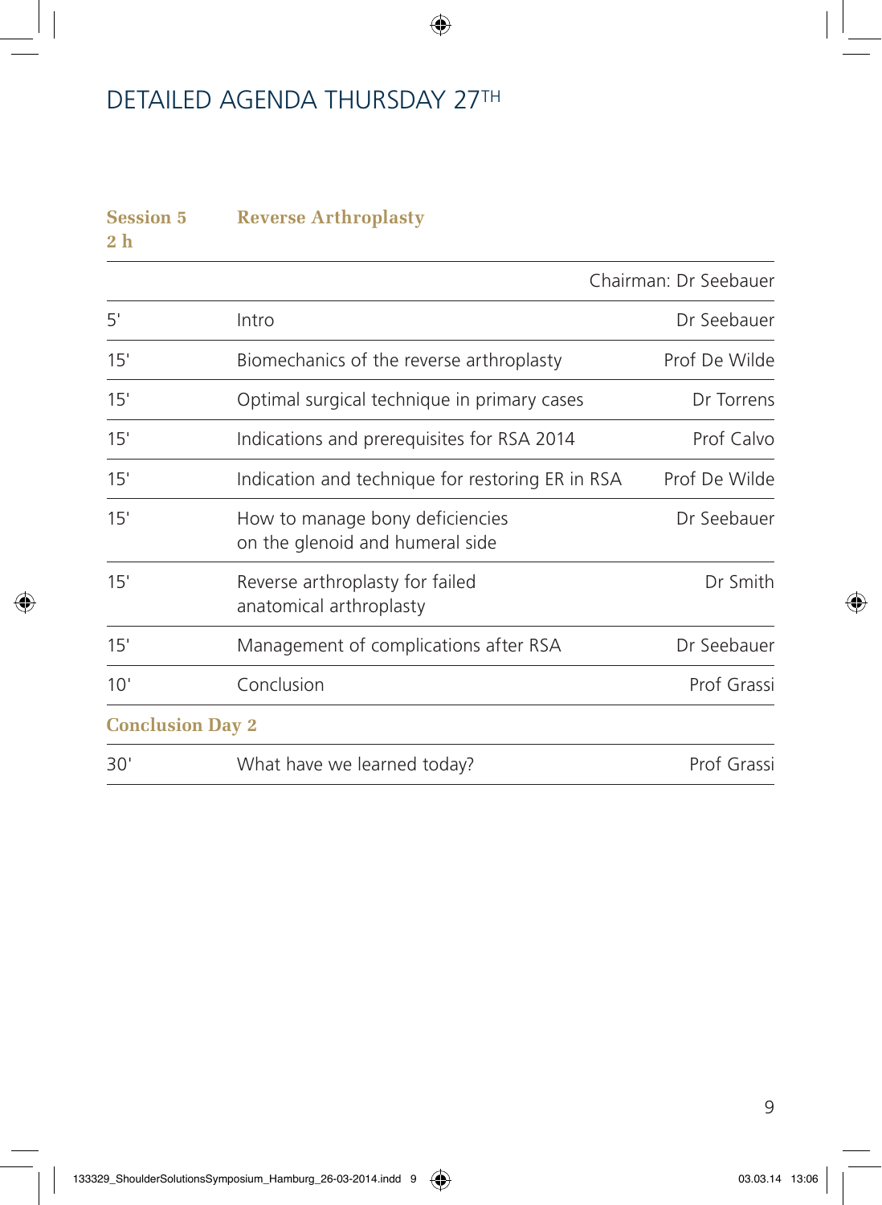# DETAILED AGENDA THURSDAY 27TH

**Session 5** **2 h** — **Reverse Arthroplasty**

| | | Chairman: Dr Seebauer |
|---|---|---|
| 5' | Intro | Dr Seebauer |
| 15' | Biomechanics of the reverse arthroplasty | Prof De Wilde |
| 15' | Optimal surgical technique in primary cases | Dr Torrens |
| 15' | Indications and prerequisites for RSA 2014 | Prof Calvo |
| 15' | Indication and technique for restoring ER in RSA | Prof De Wilde |
| 15' | How to manage bony deficiencies on the glenoid and humeral side | Dr Seebauer |
| 15' | Reverse arthroplasty for failed anatomical arthroplasty | Dr Smith |
| 15' | Management of complications after RSA | Dr Seebauer |
| 10' | Conclusion | Prof Grassi |

**Conclusion Day 2**

| | | |
|---|---|---|
| 30' | What have we learned today? | Prof Grassi |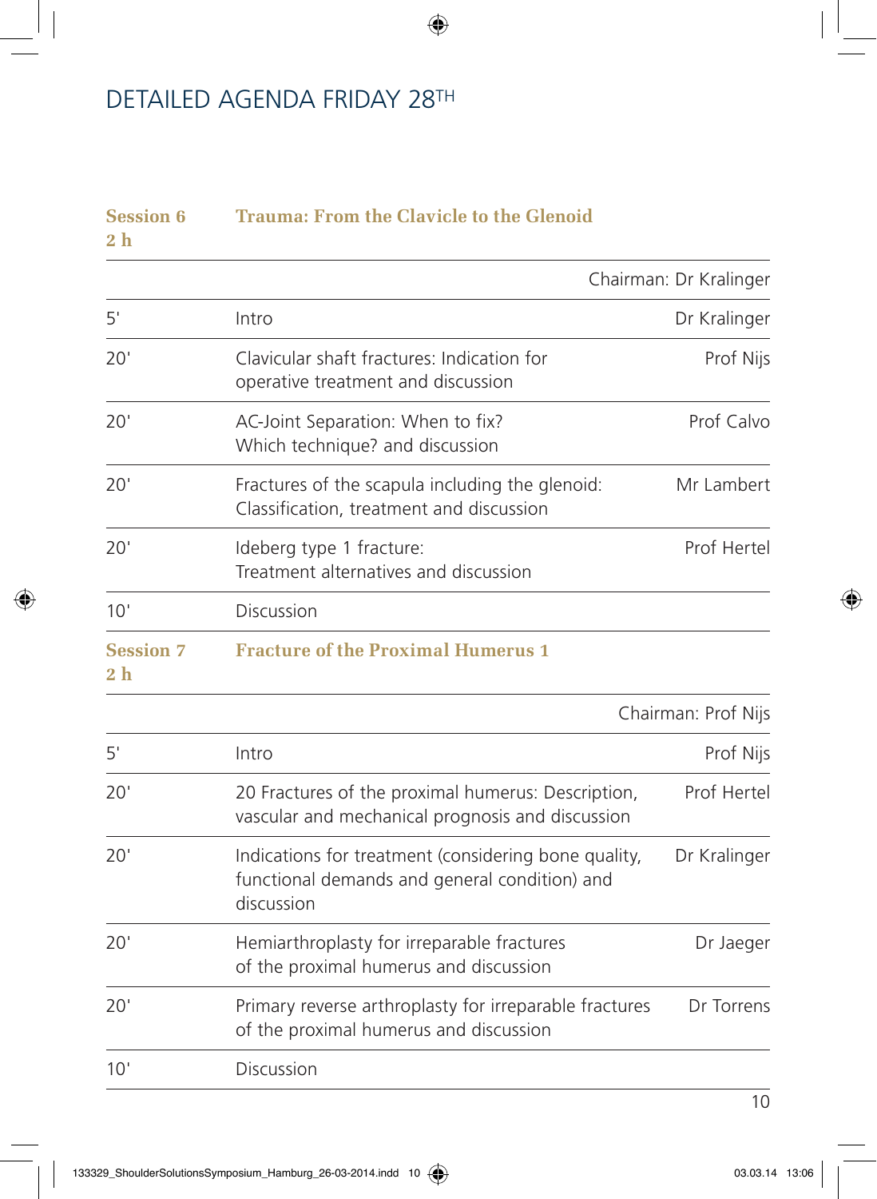# DETAILED AGENDA FRIDAY 28TH

## Session 6 — Trauma: From the Clavicle to the Glenoid

2 h

| | | Chairman: Dr Kralinger |
|---|---|---|
| 5' | Intro | Dr Kralinger |
| 20' | Clavicular shaft fractures: Indication for operative treatment and discussion | Prof Nijs |
| 20' | AC-Joint Separation: When to fix? Which technique? and discussion | Prof Calvo |
| 20' | Fractures of the scapula including the glenoid: Classification, treatment and discussion | Mr Lambert |
| 20' | Ideberg type 1 fracture: Treatment alternatives and discussion | Prof Hertel |
| 10' | Discussion | |

## Session 7 — Fracture of the Proximal Humerus 1

2 h

| | | Chairman: Prof Nijs |
|---|---|---|
| 5' | Intro | Prof Nijs |
| 20' | 20 Fractures of the proximal humerus: Description, vascular and mechanical prognosis and discussion | Prof Hertel |
| 20' | Indications for treatment (considering bone quality, functional demands and general condition) and discussion | Dr Kralinger |
| 20' | Hemiarthroplasty for irreparable fractures of the proximal humerus and discussion | Dr Jaeger |
| 20' | Primary reverse arthroplasty for irreparable fractures of the proximal humerus and discussion | Dr Torrens |
| 10' | Discussion | |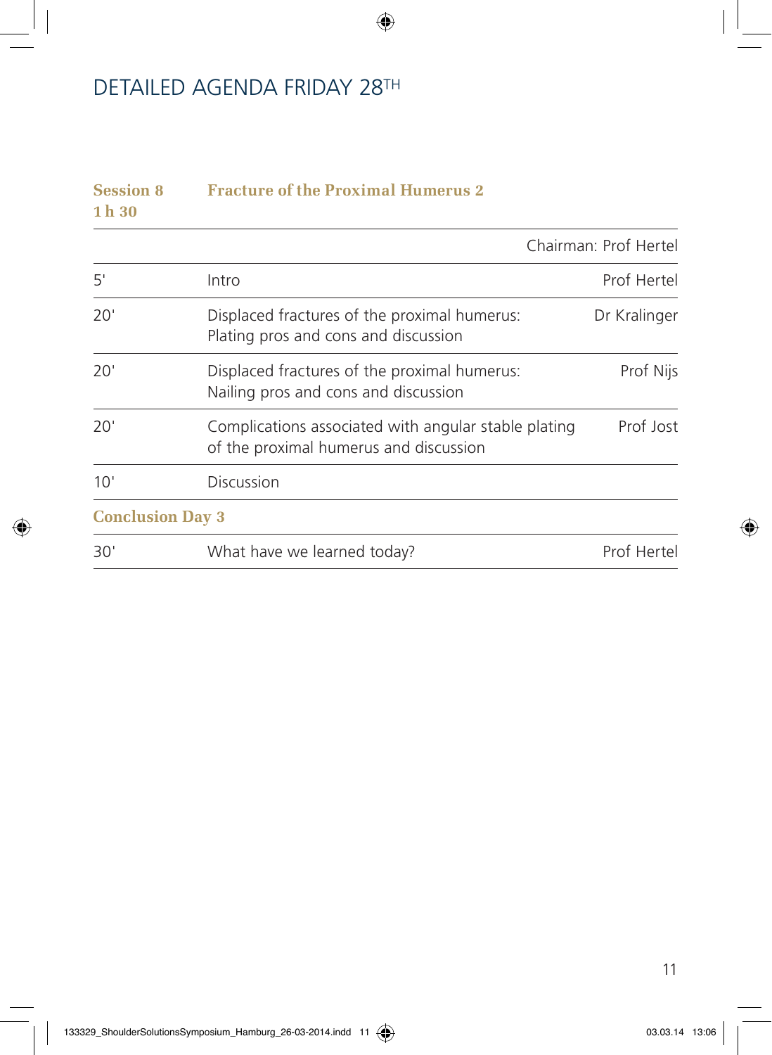# DETAILED AGENDA FRIDAY 28TH

**Session 8** **Fracture of the Proximal Humerus 2**
**1 h 30**

| | | Chairman: Prof Hertel |
|---|---|---|
| 5' | Intro | Prof Hertel |
| 20' | Displaced fractures of the proximal humerus: Plating pros and cons and discussion | Dr Kralinger |
| 20' | Displaced fractures of the proximal humerus: Nailing pros and cons and discussion | Prof Nijs |
| 20' | Complications associated with angular stable plating of the proximal humerus and discussion | Prof Jost |
| 10' | Discussion | |
| **Conclusion Day 3** | | |
| 30' | What have we learned today? | Prof Hertel |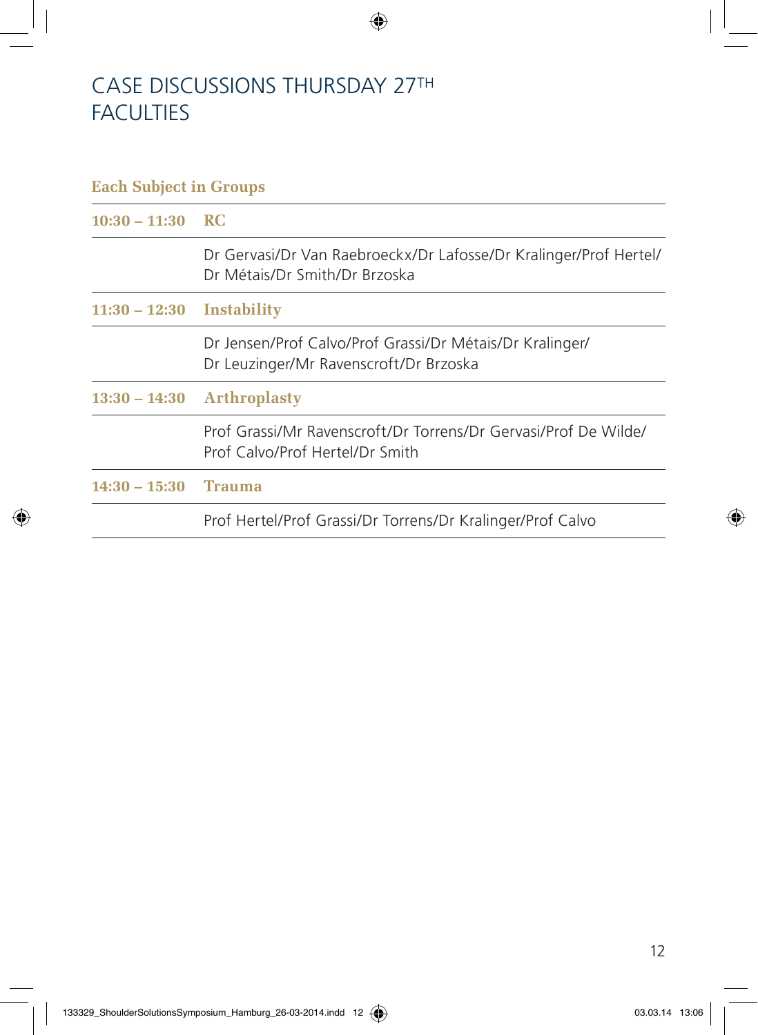# CASE DISCUSSIONS THURSDAY 27TH FACULTIES

**Each Subject in Groups**

| Time | Subject |
|---|---|
| **10:30 – 11:30** | **RC** |
| | Dr Gervasi/Dr Van Raebroeckx/Dr Lafosse/Dr Kralinger/Prof Hertel/Dr Métais/Dr Smith/Dr Brzoska |
| **11:30 – 12:30** | **Instability** |
| | Dr Jensen/Prof Calvo/Prof Grassi/Dr Métais/Dr Kralinger/Dr Leuzinger/Mr Ravenscroft/Dr Brzoska |
| **13:30 – 14:30** | **Arthroplasty** |
| | Prof Grassi/Mr Ravenscroft/Dr Torrens/Dr Gervasi/Prof De Wilde/Prof Calvo/Prof Hertel/Dr Smith |
| **14:30 – 15:30** | **Trauma** |
| | Prof Hertel/Prof Grassi/Dr Torrens/Dr Kralinger/Prof Calvo |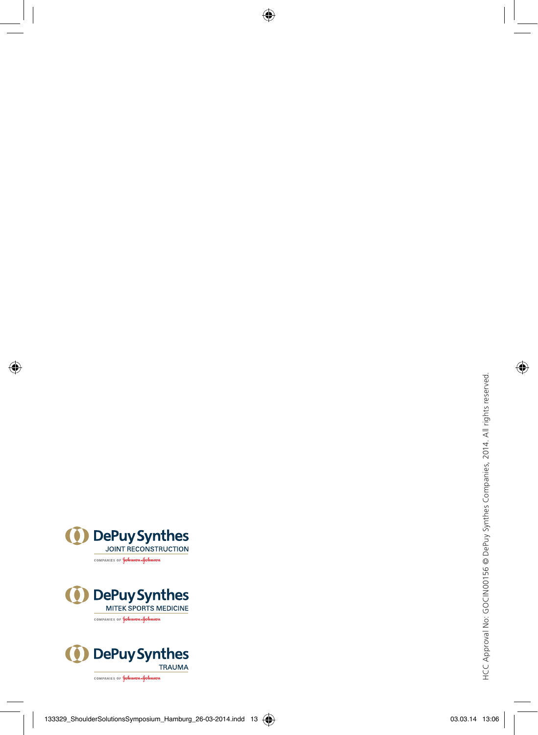DePuy Synthes
JOINT RECONSTRUCTION
COMPANIES OF Johnson & Johnson

DePuy Synthes
MITEK SPORTS MEDICINE
COMPANIES OF Johnson & Johnson

DePuy Synthes
TRAUMA
COMPANIES OF Johnson & Johnson

HCC Approval No: GOCIN00156 © DePuy Synthes Companies, 2014. All rights reserved.